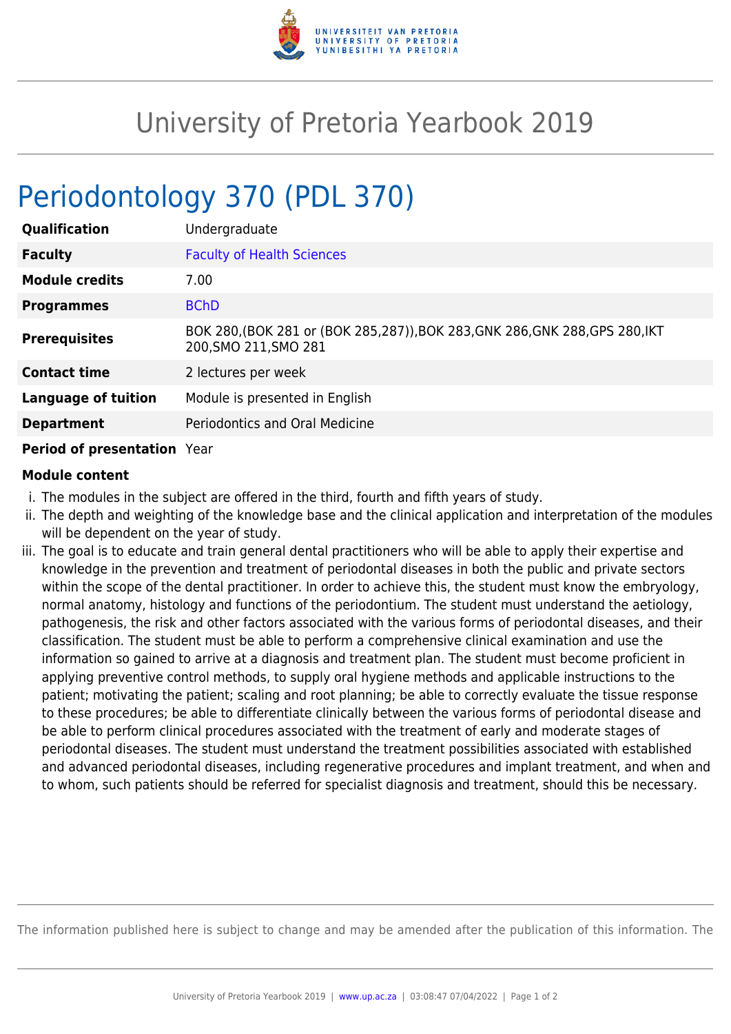# University of Pretoria Yearbook 2019

## Periodontology 370 (PDL 370)

| | |
|---|---|
| **Qualification** | Undergraduate |
| **Faculty** | Faculty of Health Sciences |
| **Module credits** | 7.00 |
| **Programmes** | BChD |
| **Prerequisites** | BOK 280,(BOK 281 or (BOK 285,287)),BOK 283,GNK 286,GNK 288,GPS 280,IKT 200,SMO 211,SMO 281 |
| **Contact time** | 2 lectures per week |
| **Language of tuition** | Module is presented in English |
| **Department** | Periodontics and Oral Medicine |
| **Period of presentation** | Year |

**Module content**

i. The modules in the subject are offered in the third, fourth and fifth years of study.
ii. The depth and weighting of the knowledge base and the clinical application and interpretation of the modules will be dependent on the year of study.
iii. The goal is to educate and train general dental practitioners who will be able to apply their expertise and knowledge in the prevention and treatment of periodontal diseases in both the public and private sectors within the scope of the dental practitioner. In order to achieve this, the student must know the embryology, normal anatomy, histology and functions of the periodontium. The student must understand the aetiology, pathogenesis, the risk and other factors associated with the various forms of periodontal diseases, and their classification. The student must be able to perform a comprehensive clinical examination and use the information so gained to arrive at a diagnosis and treatment plan. The student must become proficient in applying preventive control methods, to supply oral hygiene methods and applicable instructions to the patient; motivating the patient; scaling and root planning; be able to correctly evaluate the tissue response to these procedures; be able to differentiate clinically between the various forms of periodontal disease and be able to perform clinical procedures associated with the treatment of early and moderate stages of periodontal diseases. The student must understand the treatment possibilities associated with established and advanced periodontal diseases, including regenerative procedures and implant treatment, and when and to whom, such patients should be referred for specialist diagnosis and treatment, should this be necessary.

The information published here is subject to change and may be amended after the publication of this information. The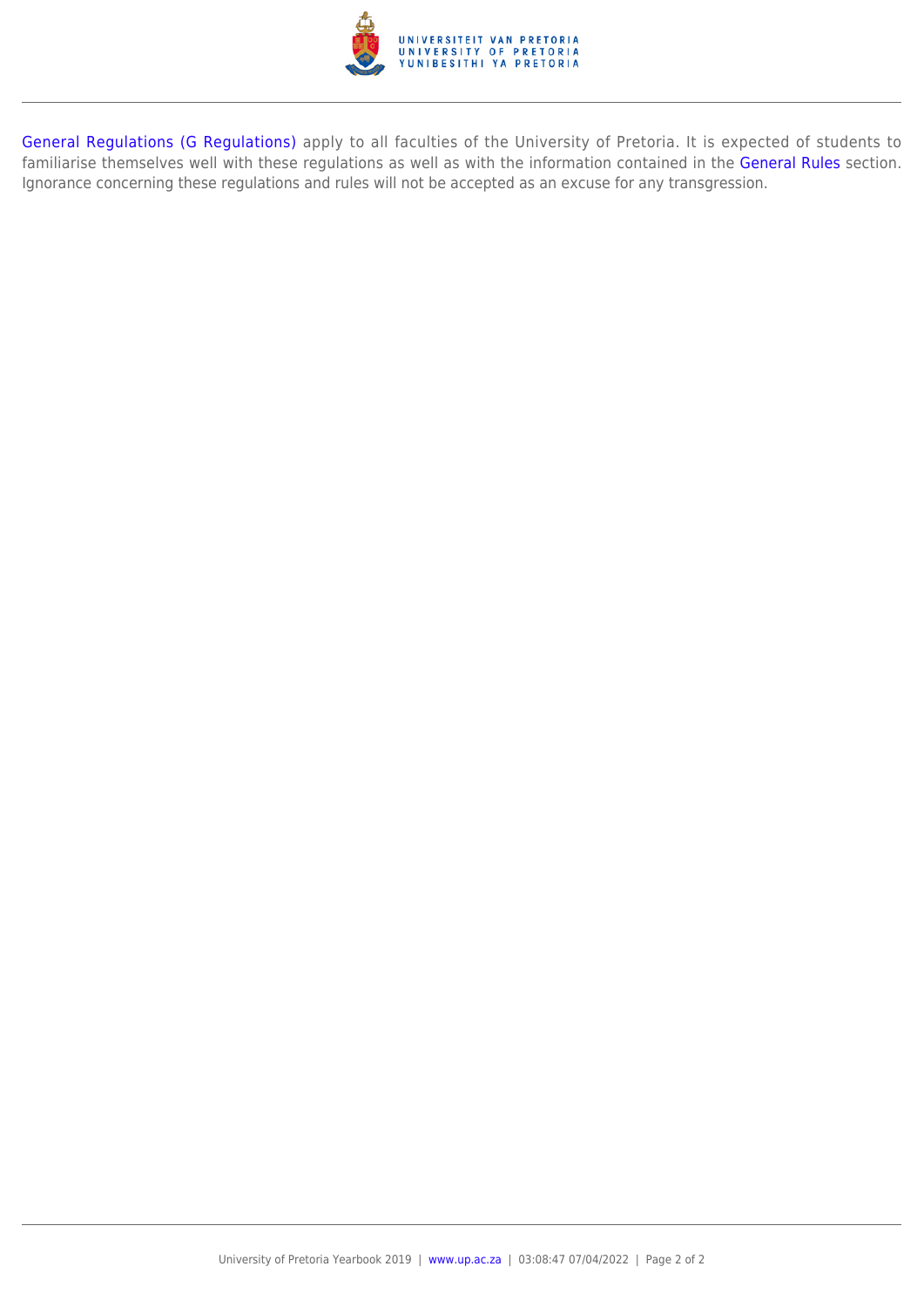General Regulations (G Regulations) apply to all faculties of the University of Pretoria. It is expected of students to familiarise themselves well with these regulations as well as with the information contained in the General Rules section. Ignorance concerning these regulations and rules will not be accepted as an excuse for any transgression.